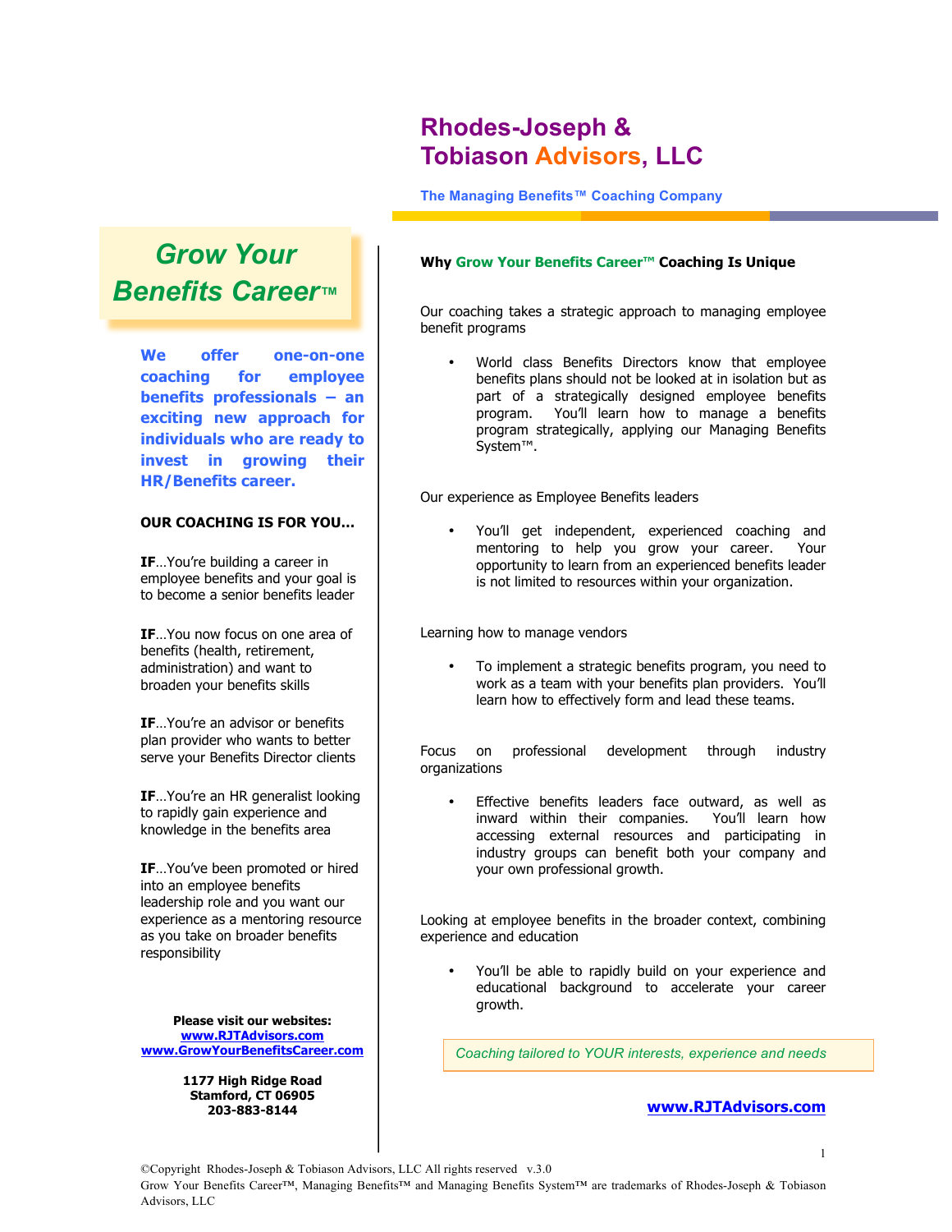# Rhodes-Joseph & Tobiason Advisors, LLC

**The Managing Benefits™ Coaching Company**

## *Grow Your Benefits Career™*

**We offer one-on-one coaching for employee benefits professionals – an exciting new approach for individuals who are ready to invest in growing their HR/Benefits career.**

**OUR COACHING IS FOR YOU…**

**IF**…You're building a career in employee benefits and your goal is to become a senior benefits leader

**IF**…You now focus on one area of benefits (health, retirement, administration) and want to broaden your benefits skills

**IF**…You're an advisor or benefits plan provider who wants to better serve your Benefits Director clients

**IF**…You're an HR generalist looking to rapidly gain experience and knowledge in the benefits area

**IF**…You've been promoted or hired into an employee benefits leadership role and you want our experience as a mentoring resource as you take on broader benefits responsibility

**Please visit our websites:**
**www.RJTAdvisors.com**
**www.GrowYourBenefitsCareer.com**

**1177 High Ridge Road**
**Stamford, CT 06905**
**203-883-8144**

### Why Grow Your Benefits Career™ Coaching Is Unique

Our coaching takes a strategic approach to managing employee benefit programs

- World class Benefits Directors know that employee benefits plans should not be looked at in isolation but as part of a strategically designed employee benefits program. You'll learn how to manage a benefits program strategically, applying our Managing Benefits System™.

Our experience as Employee Benefits leaders

- You'll get independent, experienced coaching and mentoring to help you grow your career. Your opportunity to learn from an experienced benefits leader is not limited to resources within your organization.

Learning how to manage vendors

- To implement a strategic benefits program, you need to work as a team with your benefits plan providers. You'll learn how to effectively form and lead these teams.

Focus on professional development through industry organizations

- Effective benefits leaders face outward, as well as inward within their companies. You'll learn how accessing external resources and participating in industry groups can benefit both your company and your own professional growth.

Looking at employee benefits in the broader context, combining experience and education

- You'll be able to rapidly build on your experience and educational background to accelerate your career growth.

*Coaching tailored to YOUR interests, experience and needs*

**www.RJTAdvisors.com**

©Copyright Rhodes-Joseph & Tobiason Advisors, LLC All rights reserved v.3.0
Grow Your Benefits Career™, Managing Benefits™ and Managing Benefits System™ are trademarks of Rhodes-Joseph & Tobiason Advisors, LLC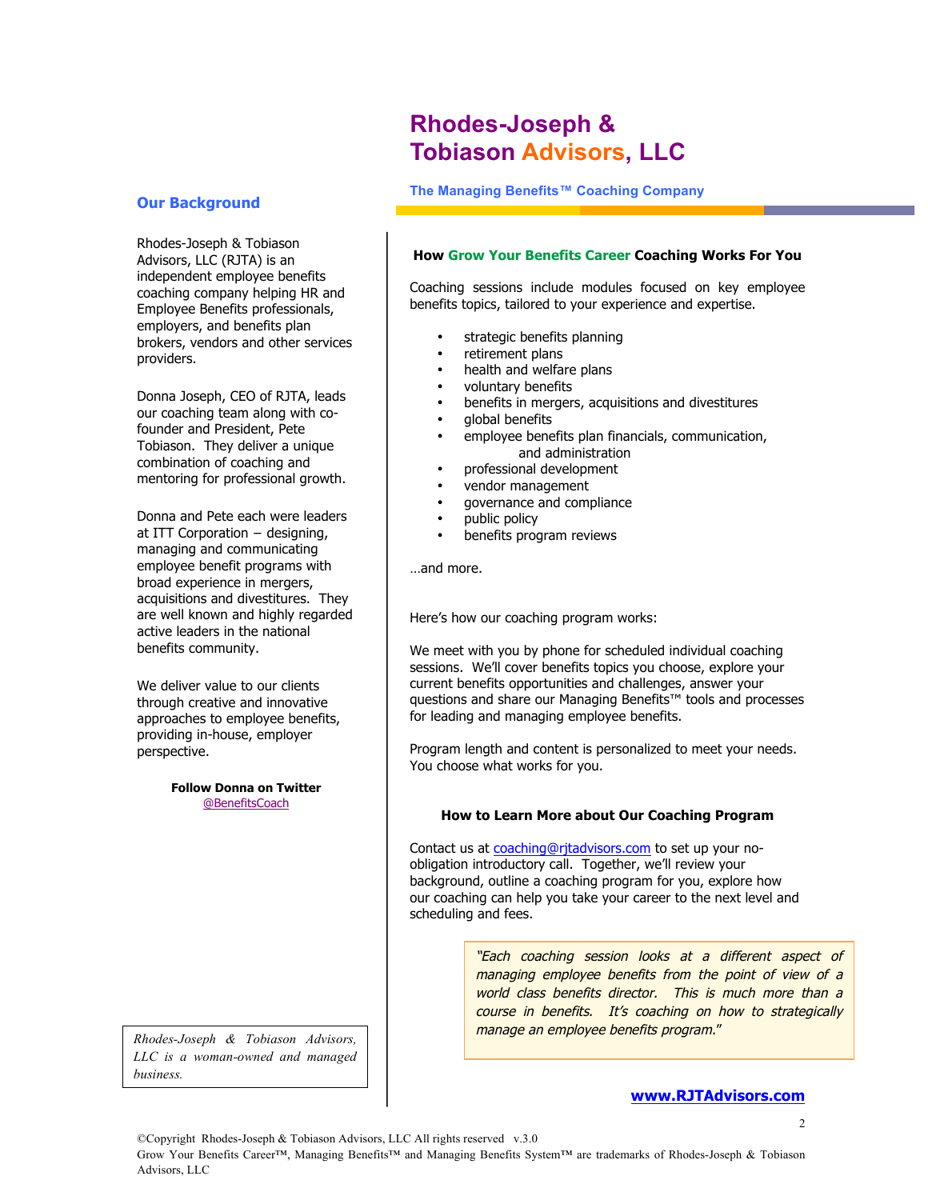# Rhodes-Joseph & Tobiason Advisors, LLC

**The Managing Benefits™ Coaching Company**

## Our Background

Rhodes-Joseph & Tobiason Advisors, LLC (RJTA) is an independent employee benefits coaching company helping HR and Employee Benefits professionals, employers, and benefits plan brokers, vendors and other services providers.

Donna Joseph, CEO of RJTA, leads our coaching team along with co-founder and President, Pete Tobiason. They deliver a unique combination of coaching and mentoring for professional growth.

Donna and Pete each were leaders at ITT Corporation – designing, managing and communicating employee benefit programs with broad experience in mergers, acquisitions and divestitures. They are well known and highly regarded active leaders in the national benefits community.

We deliver value to our clients through creative and innovative approaches to employee benefits, providing in-house, employer perspective.

**Follow Donna on Twitter**
@BenefitsCoach

*Rhodes-Joseph & Tobiason Advisors, LLC is a woman-owned and managed business.*

### How Grow Your Benefits Career Coaching Works For You

Coaching sessions include modules focused on key employee benefits topics, tailored to your experience and expertise.

- strategic benefits planning
- retirement plans
- health and welfare plans
- voluntary benefits
- benefits in mergers, acquisitions and divestitures
- global benefits
- employee benefits plan financials, communication, and administration
- professional development
- vendor management
- governance and compliance
- public policy
- benefits program reviews

…and more.

Here's how our coaching program works:

We meet with you by phone for scheduled individual coaching sessions. We'll cover benefits topics you choose, explore your current benefits opportunities and challenges, answer your questions and share our Managing Benefits™ tools and processes for leading and managing employee benefits.

Program length and content is personalized to meet your needs. You choose what works for you.

### How to Learn More about Our Coaching Program

Contact us at coaching@rjtadvisors.com to set up your no-obligation introductory call. Together, we'll review your background, outline a coaching program for you, explore how our coaching can help you take your career to the next level and scheduling and fees.

> *"Each coaching session looks at a different aspect of managing employee benefits from the point of view of a world class benefits director. This is much more than a course in benefits. It's coaching on how to strategically manage an employee benefits program."*

**www.RJTAdvisors.com**

©Copyright Rhodes-Joseph & Tobiason Advisors, LLC All rights reserved v.3.0
Grow Your Benefits Career™, Managing Benefits™ and Managing Benefits System™ are trademarks of Rhodes-Joseph & Tobiason Advisors, LLC